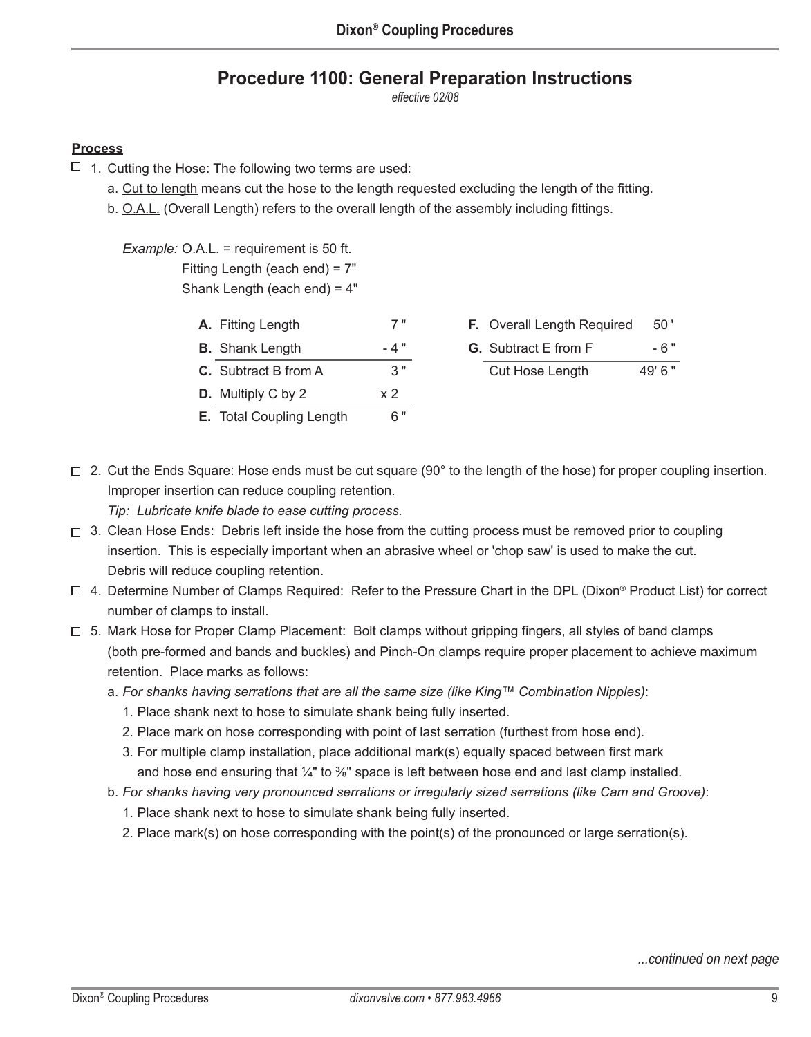# Procedure 1100: General Preparation Instructions

*effective 02/08*

**Process**

☐ 1. Cutting the Hose: The following two terms are used:

   a. Cut to length means cut the hose to the length requested excluding the length of the fitting.

   b. O.A.L. (Overall Length) refers to the overall length of the assembly including fittings.

*Example:* O.A.L. = requirement is 50 ft.
Fitting Length (each end) = 7"
Shank Length (each end) = 4"

| | | |
|---|---|---|
| **A.** Fitting Length | 7 " |
| **B.** Shank Length | - 4 " |
| **C.** Subtract B from A | 3 " |
| **D.** Multiply C by 2 | x 2 |
| **E.** Total Coupling Length | 6 " |

| | |
|---|---|
| **F.** Overall Length Required | 50 ' |
| **G.** Subtract E from F | - 6 " |
| Cut Hose Length | 49' 6 " |

☐ 2. Cut the Ends Square: Hose ends must be cut square (90° to the length of the hose) for proper coupling insertion. Improper insertion can reduce coupling retention.
*Tip: Lubricate knife blade to ease cutting process.*

☐ 3. Clean Hose Ends: Debris left inside the hose from the cutting process must be removed prior to coupling insertion. This is especially important when an abrasive wheel or 'chop saw' is used to make the cut. Debris will reduce coupling retention.

☐ 4. Determine Number of Clamps Required: Refer to the Pressure Chart in the DPL (Dixon® Product List) for correct number of clamps to install.

☐ 5. Mark Hose for Proper Clamp Placement: Bolt clamps without gripping fingers, all styles of band clamps (both pre-formed and bands and buckles) and Pinch-On clamps require proper placement to achieve maximum retention. Place marks as follows:

   a. *For shanks having serrations that are all the same size (like King™ Combination Nipples)*:
      1. Place shank next to hose to simulate shank being fully inserted.
      2. Place mark on hose corresponding with point of last serration (furthest from hose end).
      3. For multiple clamp installation, place additional mark(s) equally spaced between first mark and hose end ensuring that ¼" to ⅜" space is left between hose end and last clamp installed.

   b. *For shanks having very pronounced serrations or irregularly sized serrations (like Cam and Groove)*:
      1. Place shank next to hose to simulate shank being fully inserted.
      2. Place mark(s) on hose corresponding with the point(s) of the pronounced or large serration(s).

*...continued on next page*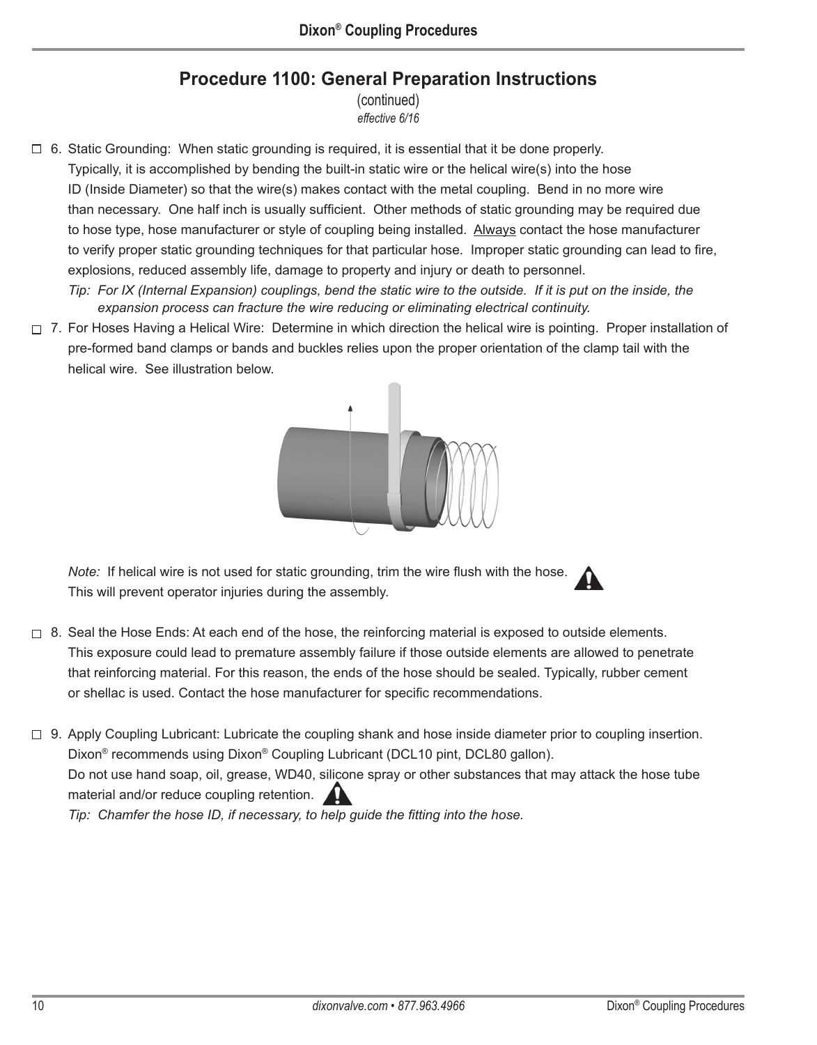## Procedure 1100: General Preparation Instructions

(continued)

*effective 6/16*

- ☐ 6. Static Grounding: When static grounding is required, it is essential that it be done properly. Typically, it is accomplished by bending the built-in static wire or the helical wire(s) into the hose ID (Inside Diameter) so that the wire(s) makes contact with the metal coupling. Bend in no more wire than necessary. One half inch is usually sufficient. Other methods of static grounding may be required due to hose type, hose manufacturer or style of coupling being installed. Always contact the hose manufacturer to verify proper static grounding techniques for that particular hose. Improper static grounding can lead to fire, explosions, reduced assembly life, damage to property and injury or death to personnel.

  *Tip: For IX (Internal Expansion) couplings, bend the static wire to the outside. If it is put on the inside, the expansion process can fracture the wire reducing or eliminating electrical continuity.*

- ☐ 7. For Hoses Having a Helical Wire: Determine in which direction the helical wire is pointing. Proper installation of pre-formed band clamps or bands and buckles relies upon the proper orientation of the clamp tail with the helical wire. See illustration below.

  *Note:* If helical wire is not used for static grounding, trim the wire flush with the hose. This will prevent operator injuries during the assembly.

- ☐ 8. Seal the Hose Ends: At each end of the hose, the reinforcing material is exposed to outside elements. This exposure could lead to premature assembly failure if those outside elements are allowed to penetrate that reinforcing material. For this reason, the ends of the hose should be sealed. Typically, rubber cement or shellac is used. Contact the hose manufacturer for specific recommendations.

- ☐ 9. Apply Coupling Lubricant: Lubricate the coupling shank and hose inside diameter prior to coupling insertion. Dixon® recommends using Dixon® Coupling Lubricant (DCL10 pint, DCL80 gallon). Do not use hand soap, oil, grease, WD40, silicone spray or other substances that may attack the hose tube material and/or reduce coupling retention.

  *Tip: Chamfer the hose ID, if necessary, to help guide the fitting into the hose.*